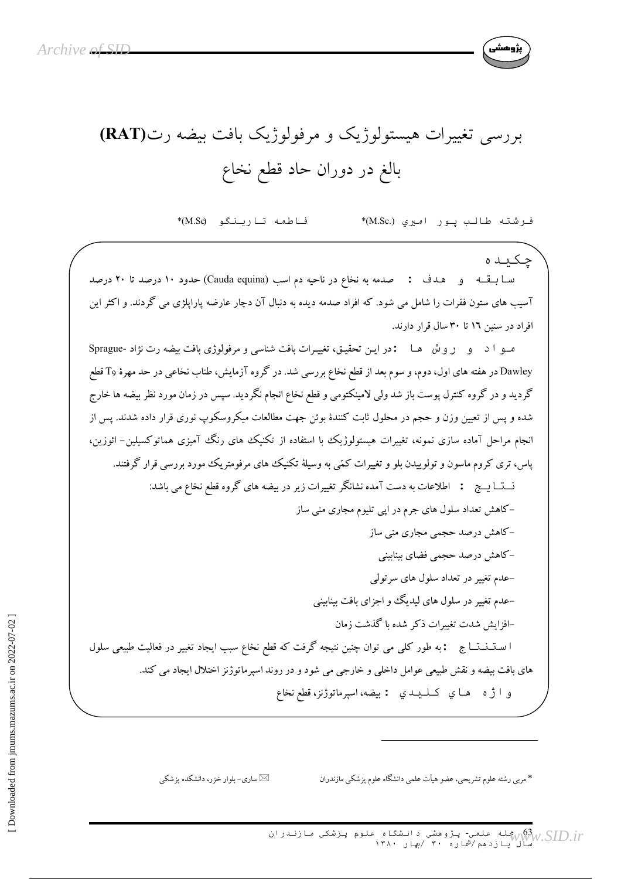# بررسی تغییرات هیستولوژیک و مرفولوژیک بافت بیضه رت(RAT) بالغ در دوران حاد قطع نخاع

فرشته طالب پور امیری (M.Sc.)* فاطمه تارینگو (M.Sc)*

## چکیده

**سابقه و هدف :** صدمه به نخاع در ناحیه دم اسب (Cauda equina) حدود ۱۰ درصد تا ۲۰ درصد آسیب های ستون فقرات را شامل می شود. که افراد صدمه دیده به دنبال آن دچار عارضه پاراپلژی می گردند. و اکثر این افراد در سنین ۱٦ تا ۳۰ سال قرار دارند.

**مواد و روش ها :** در این تحقیق، تغییرات بافت شناسی و مرفولوژی بافت بیضه رت نژاد Sprague-Dawley در هفته های اول، دوم، و سوم بعد از قطع نخاع بررسی شد. در گروه آزمایش، طناب نخاعی در حد مهرهٔ T9 قطع گردید و در گروه کنترل پوست باز شد ولی لامینکتومی و قطع نخاع انجام نگردید. سپس در زمان مورد نظر بیضه ها خارج شده و پس از تعیین وزن و حجم در محلول ثابت کنندهٔ بوئن جهت مطالعات میکروسکوپ نوری قرار داده شدند. پس از انجام مراحل آماده سازی نمونه، تغییرات هیستولوژیک با استفاده از تکنیک های رنگ آمیزی هماتوکسیلین- ائوزین، پاس، تری کروم ماسون و تولوییدن بلو و تغییرات کمّی به وسیلهٔ تکنیک های مرفومتریک مورد بررسی قرار گرفتند.

**نتایج :** اطلاعات به دست آمده نشانگر تغییرات زیر در بیضه های گروه قطع نخاع می باشد:

- کاهش تعداد سلول های جرم در اپی تلیوم مجاری منی ساز
- کاهش درصد حجمی مجاری منی ساز
- کاهش درصد حجمی فضای بینابینی
- عدم تغییر در تعداد سلول های سرتولی
- عدم تغییر در سلول های لیدیگ و اجزای بافت بینابینی
- افزایش شدت تغییرات ذکر شده با گذشت زمان

**استنتاج :** به طور کلی می توان چنین نتیجه گرفت که قطع نخاع سبب ایجاد تغییر در فعالیت طبیعی سلول های بافت بیضه و نقش طبیعی عوامل داخلی و خارجی می شود و در روند اسپرماتوژنز اختلال ایجاد می کند.

**واژه های کلیدی :** بیضه، اسپرماتوژنز، قطع نخاع

---

* مربی رشته علوم تشریحی، عضو هیأت علمی دانشگاه علوم پزشکی مازندران

✉ ساری- بلوار خزر، دانشکده پزشکی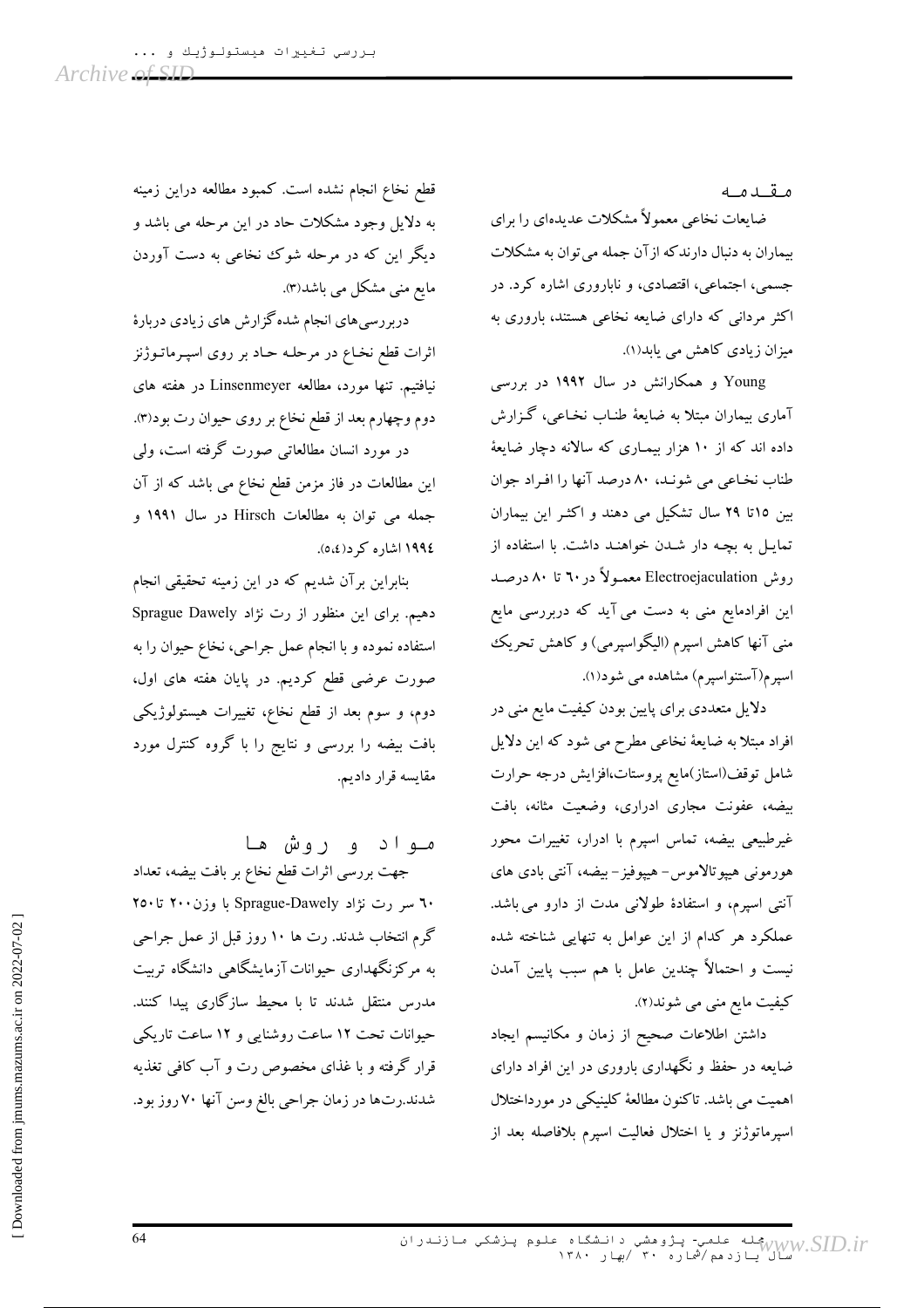## مقدمه

ضایعات نخاعی معمولاً مشکلات عدیده‌ای را برای بیماران به دنبال دارندکه ازآن جمله می‌توان به مشکلات جسمی، اجتماعی، اقتصادی، و ناباروری اشاره کرد. در اکثر مردانی که دارای ضایعه نخاعی هستند، باروری به میزان زیادی کاهش می یابد(۱).

Young و همکارانش در سال ۱۹۹۲ در بررسی آماری بیماران مبتلا به ضایعهٔ طناب نخاعی، گزارش داده اند که از ۱۰ هزار بیماری که سالانه دچار ضایعهٔ طناب نخاعی می شوند، ۸۰ درصد آنها را افراد جوان بین ۱۵تا ۲۹ سال تشکیل می دهند و اکثر این بیماران تمایل به بچه دار شدن خواهند داشت. با استفاده از روش Electroejaculation معمولاً در۶۰ تا ۸۰ درصد این افرادمایع منی به دست می آید که دربررسی مایع منی آنها کاهش اسپرم (الیگواسپرمی) و کاهش تحریک اسپرم(آستنواسپرم) مشاهده می شود(۱).

دلایل متعددی برای پایین بودن کیفیت مایع منی در افراد مبتلا به ضایعهٔ نخاعی مطرح می شود که این دلایل شامل توقف(استاز)مایع پروستات،افزایش درجه حرارت بیضه، عفونت مجاری ادراری، وضعیت مثانه، بافت غیرطبیعی بیضه، تماس اسپرم با ادرار، تغییرات محور هورمونی هیپوتالاموس- هیپوفیز- بیضه، آنتی بادی های آنتی اسپرم، و استفادهٔ طولانی مدت از دارو می‌باشد. عملکرد هر کدام از این عوامل به تنهایی شناخته شده نیست و احتمالاً چندین عامل با هم سبب پایین آمدن کیفیت مایع منی می شوند(۲).

داشتن اطلاعات صحیح از زمان و مکانیسم ایجاد ضایعه در حفظ و نگهداری باروری در این افراد دارای اهمیت می باشد. تاکنون مطالعهٔ کلینیکی در مورداختلال اسپرماتوژنز و یا اختلال فعالیت اسپرم بلافاصله بعد از قطع نخاع انجام نشده است. کمبود مطالعه دراین زمینه به دلایل وجود مشکلات حاد در این مرحله می باشد و دیگر این که در مرحله شوک نخاعی به دست آوردن مایع منی مشکل می باشد(۳).

دربررسی‌های انجام شده گزارش های زیادی دربارهٔ اثرات قطع نخاع در مرحله حاد بر روی اسپرماتوژنز نیافتیم. تنها مورد، مطالعه Linsenmeyer در هفته های دوم وچهارم بعد از قطع نخاع بر روی حیوان رت بود(۳).

در مورد انسان مطالعاتی صورت گرفته است، ولی این مطالعات در فاز مزمن قطع نخاع می باشد که از آن جمله می توان به مطالعات Hirsch در سال ۱۹۹۱ و ۱۹۹۴ اشاره کرد(۵،٤).

بنابراین برآن شدیم که در این زمینه تحقیقی انجام دهیم. برای این منظور از رت نژاد Sprague Dawely استفاده نموده و با انجام عمل جراحی، نخاع حیوان را به صورت عرضی قطع کردیم. در پایان هفته های اول، دوم، و سوم بعد از قطع نخاع، تغییرات هیستولوژیکی بافت بیضه را بررسی و نتایج را با گروه کنترل مورد مقایسه قرار دادیم.

## مواد و روش ها

جهت بررسی اثرات قطع نخاع بر بافت بیضه، تعداد ۶۰ سر رت نژاد Sprague-Dawely با وزن۲۰۰ تا۲۵۰ گرم انتخاب شدند. رت ها ۱۰ روز قبل از عمل جراحی به مرکزنگهداری حیوانات آزمایشگاهی دانشگاه تربیت مدرس منتقل شدند تا با محیط سازگاری پیدا کنند. حیوانات تحت ۱۲ ساعت روشنایی و ۱۲ ساعت تاریکی قرار گرفته و با غذای مخصوص رت و آب کافی تغذیه شدند.رت‌ها در زمان جراحی بالغ وسن آنها ۷۰ روز بود.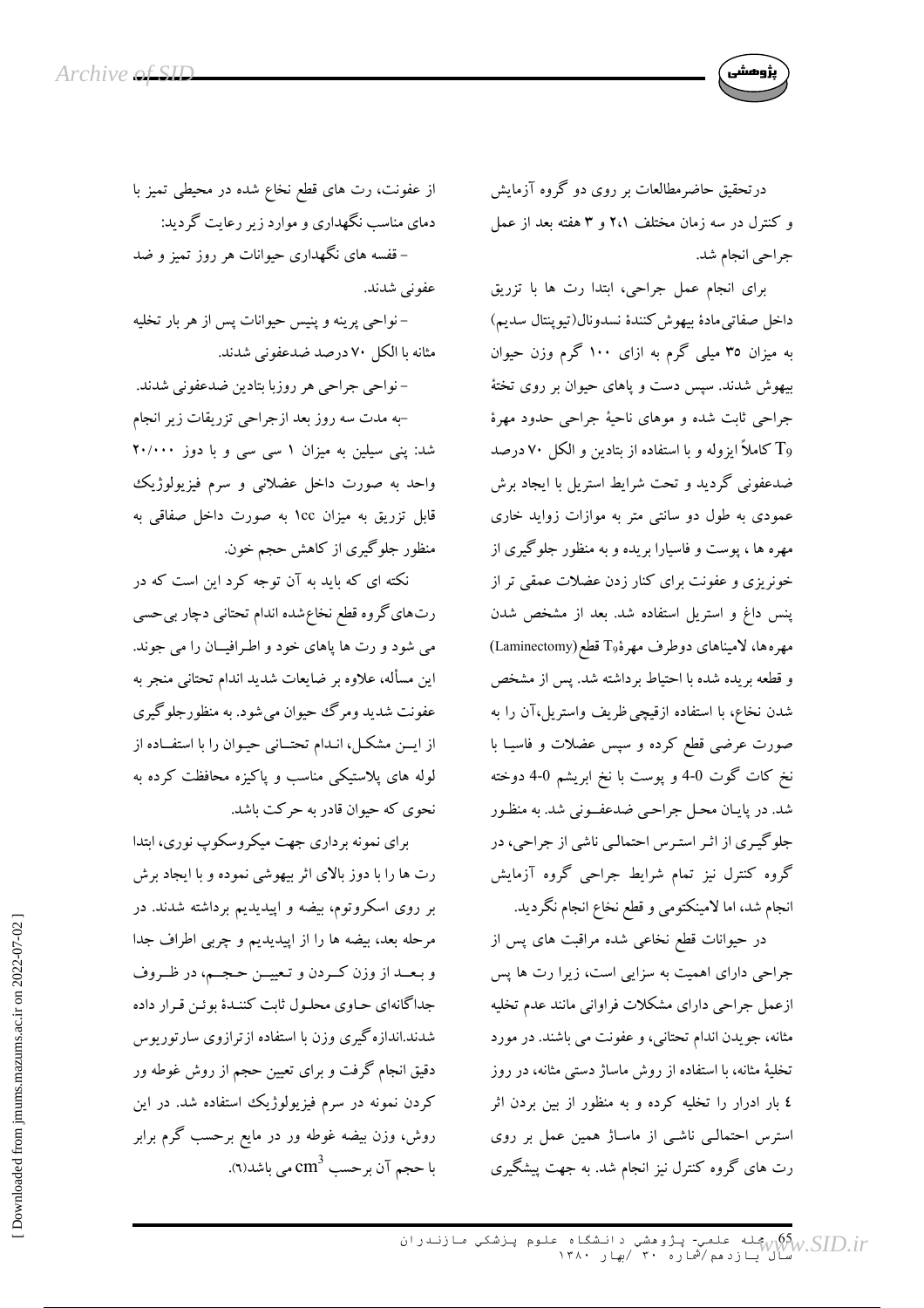درتحقیق حاضرمطالعات بر روی دو گروه آزمایش و کنترل در سه زمان مختلف ۱، ۲ و ۳ هفته بعد از عمل جراحی انجام شد.

برای انجام عمل جراحی، ابتدا رت ها با تزریق داخل صفاقی مادهٔ بیهوش کنندهٔ نسدونال(تیوپنتال سدیم) به میزان ۳۵ میلی گرم به ازای ۱۰۰ گرم وزن حیوان بیهوش شدند. سپس دست و پاهای حیوان بر روی تختهٔ جراحی ثابت شده و موهای ناحیهٔ جراحی حدود مهرهٔ $T_9$ کاملاً ایزوله و با استفاده از بتادین و الکل ۷۰ درصد ضدعفونی گردید و تحت شرایط استریل با ایجاد برش عمودی به طول دو سانتی متر به موازات زواید خاری مهره ها ، پوست و فاسیارا بریده و به منظور جلوگیری از خونریزی و عفونت برای کنار زدن عضلات عمقی تر از پنس داغ و استریل استفاده شد. بعد از مشخص شدن مهره‌ها، لامیناهای دوطرف مهرهٔ $T_9$ قطع (Laminectomy) و قطعه بریده شده با احتیاط برداشته شد. پس از مشخص شدن نخاع، با استفاده ازقیچی ظریف واستریل،آن را به صورت عرضی قطع کرده و سپس عضلات و فاسیا با نخ کات گوت 0-4 و پوست با نخ ابریشم 0-4 دوخته شد. در پایان محل جراحی ضدعفونی شد. به منظور جلوگیری از اثر استرس احتمالی ناشی از جراحی، در گروه کنترل نیز تمام شرایط جراحی گروه آزمایش انجام شد، اما لامینکتومی و قطع نخاع انجام نگردید.

در حیوانات قطع نخاعی شده مراقبت های پس از جراحی دارای اهمیت به سزایی است، زیرا رت ها پس ازعمل جراحی دارای مشکلات فراوانی مانند عدم تخلیه مثانه، جویدن اندام تحتانی، و عفونت می باشند. در مورد تخلیهٔ مثانه، با استفاده از روش ماساژ دستی مثانه، در روز ٤ بار ادرار را تخلیه کرده و به منظور از بین بردن اثر استرس احتمالی ناشی از ماساژ همین عمل بر روی رت های گروه کنترل نیز انجام شد. به جهت پیشگیری از عفونت، رت های قطع نخاع شده در محیطی تمیز با دمای مناسب نگهداری و موارد زیر رعایت گردید:

- قفسه های نگهداری حیوانات هر روز تمیز و ضد عفونی شدند.
- نواحی پرینه و پنیس حیوانات پس از هر بار تخلیه مثانه با الکل ۷۰ درصد ضدعفونی شدند.
- نواحی جراحی هر روزبا بتادین ضدعفونی شدند.
- به مدت سه روز بعد ازجراحی تزریقات زیر انجام شد: پنی سیلین به میزان ۱ سی سی و با دوز ۲۰/۰۰۰ واحد به صورت داخل عضلانی و سرم فیزیولوژیک قابل تزریق به میزان 1cc به صورت داخل صفاقی به منظور جلوگیری از کاهش حجم خون.

نکته ای که باید به آن توجه کرد این است که در رت‌های گروه قطع نخاع‌شده اندام تحتانی دچار بی‌حسی می شود و رت ها پاهای خود و اطرافیان را می جوند. این مسأله، علاوه بر ضایعات شدید اندام تحتانی منجر به عفونت شدید ومرگ حیوان می‌شود. به منظورجلوگیری از این مشکل، اندام تحتانی حیوان را با استفاده از لوله های پلاستیکی مناسب و پاکیزه محافظت کرده به نحوی که حیوان قادر به حرکت باشد.

برای نمونه برداری جهت میکروسکوپ نوری، ابتدا رت ها را با دوز بالای اثر بیهوشی نموده و با ایجاد برش بر روی اسکروتوم، بیضه و اپیدیدیم برداشته شدند. در مرحله بعد، بیضه ها را از اپیدیدیم و چربی اطراف جدا و بعد از وزن کردن و تعیین حجم، در ظروف جداگانه‌ای حاوی محلول ثابت کنندهٔ بوئن قرار داده شدند.اندازه گیری وزن با استفاده ازترازوی سارتوریوس دقیق انجام گرفت و برای تعیین حجم از روش غوطه ور کردن نمونه در سرم فیزیولوژیک استفاده شد. در این روش، وزن بیضه غوطه ور در مایع برحسب گرم برابر با حجم آن برحسب $cm^3$ می باشد(٦).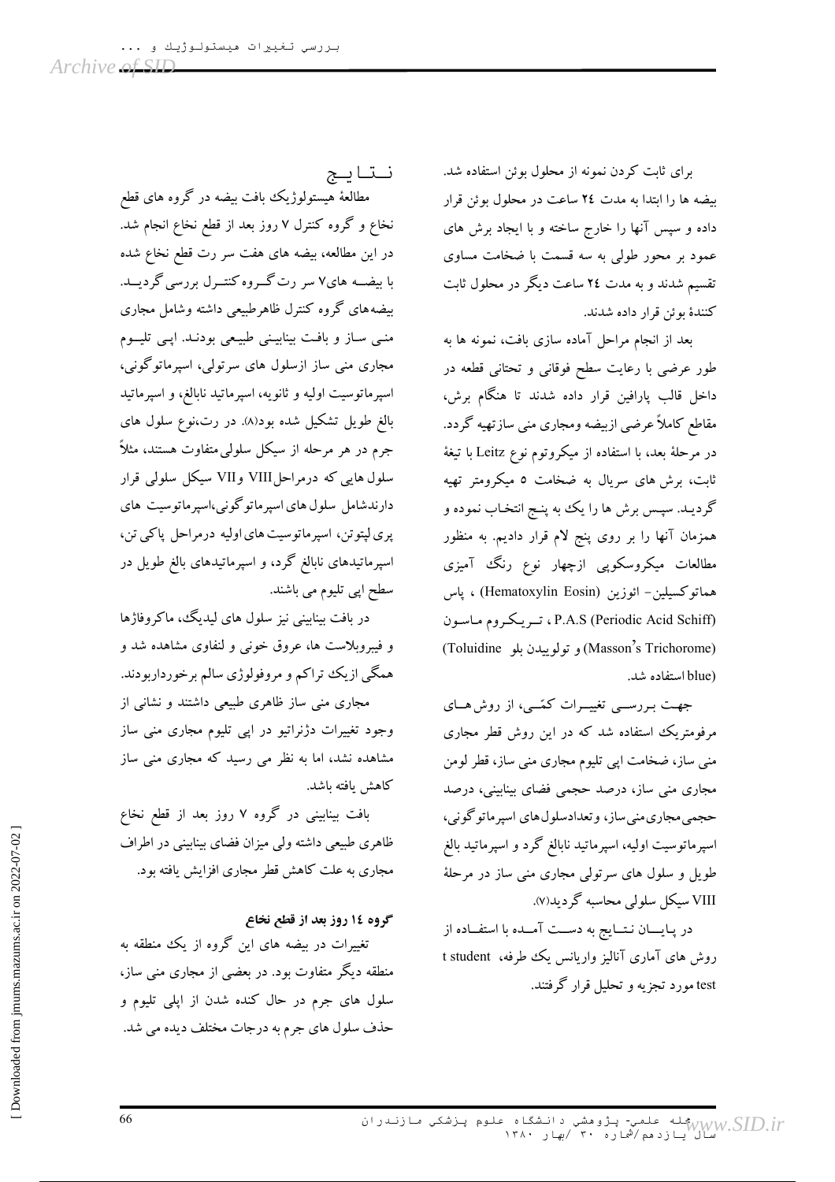برای ثابت کردن نمونه از محلول بوئن استفاده شد. بیضه ها را ابتدا به مدت ۲۴ ساعت در محلول بوئن قرار داده و سپس آنها را خارج ساخته و با ایجاد برش های عمود بر محور طولی به سه قسمت با ضخامت مساوی تقسیم شدند و به مدت ۲۴ ساعت دیگر در محلول ثابت کنندهٔ بوئن قرار داده شدند.

بعد از انجام مراحل آماده سازی بافت، نمونه ها به طور عرضی با رعایت سطح فوقانی و تحتانی قطعه در داخل قالب پارافین قرار داده شدند تا هنگام برش، مقاطع کاملاً عرضی ازبیضه ومجاری منی سازتهیه گردد. در مرحلهٔ بعد، با استفاده از میکروتوم نوع Leitz با تیغهٔ ثابت، برش های سریال به ضخامت ۵ میکرومتر تهیه گردید. سپس برش ها را یک به پنج انتخاب نموده و همزمان آنها را بر روی پنج لام قرار دادیم. به منظور مطالعات میکروسکوپی ازچهار نوع رنگ آمیزی هماتوکسیلین- ائوزین (Hematoxylin Eosin) ، پاس P.A.S (Periodic Acid Schiff) ، تریکروم ماسون (Masson's Trichorome) و تولوییدن بلو (Toluidine blue) استفاده شد.

جهت بررسی تغییرات کمّی، از روش های مرفومتریک استفاده شد که در این روش قطر مجاری منی ساز، ضخامت اپی تلیوم مجاری منی ساز، قطر لومن مجاری منی ساز، درصد حجمی فضای بینابینی، درصد حجمی مجاری منی ساز، وتعدادسلول های اسپرماتوگونی، اسپرماتوسیت اولیه، اسپرماتید نابالغ گرد و اسپرماتید بالغ طویل و سلول های سرتولی مجاری منی ساز در مرحلهٔ VIII سیکل سلولی محاسبه گردید(۷).

در پایان نتایج به دست آمده با استفاده از روش های آماری آنالیز واریانس یک طرفه، t student test مورد تجزیه و تحلیل قرار گرفتند.

## نتایج

مطالعهٔ هیستولوژیک بافت بیضه در گروه های قطع نخاع و گروه کنترل ۷ روز بعد از قطع نخاع انجام شد. در این مطالعه، بیضه های هفت سر رت قطع نخاع شده با بیضه های۷ سر رت گروه کنترل بررسی گردید. بیضه‌های گروه کنترل ظاهرطبیعی داشته وشامل مجاری منی ساز و بافت بینابینی طبیعی بودند. اپی تلیوم مجاری منی ساز ازسلول های سرتولی، اسپرماتوگونی، اسپرماتوسیت اولیه و ثانویه، اسپرماتید نابالغ، و اسپرماتید بالغ طویل تشکیل شده بود(۸). در رت،نوع سلول های جرم در هر مرحله از سیکل سلولی متفاوت هستند، مثلاً سلول هایی که درمراحل VIII وVII سیکل سلولی قرار دارندشامل سلول های اسپرماتوگونی،اسپرماتوسیت های پری لپتوتن، اسپرماتوسیت های اولیه درمراحل پاکی تن، اسپرماتیدهای نابالغ گرد، و اسپرماتیدهای بالغ طویل در سطح اپی تلیوم می باشند.

در بافت بینابینی نیز سلول های لیدیگ، ماکروفاژها و فیبروبلاست ها، عروق خونی و لنفاوی مشاهده شد و همگی ازیک تراکم و مروفولوژی سالم برخورداربودند.

مجاری منی ساز ظاهری طبیعی داشتند و نشانی از وجود تغییرات دژنراتیو در اپی تلیوم مجاری منی ساز مشاهده نشد، اما به نظر می رسید که مجاری منی ساز کاهش یافته باشد.

بافت بینابینی در گروه ۷ روز بعد از قطع نخاع ظاهری طبیعی داشته ولی میزان فضای بینابینی در اطراف مجاری به علت کاهش قطر مجاری افزایش یافته بود.

**گروه ۱۴ روز بعد از قطع نخاع**

تغییرات در بیضه های این گروه از یک منطقه به منطقه دیگر متفاوت بود. در بعضی از مجاری منی ساز، سلول های جرم در حال کنده شدن از اپلی تلیوم و حذف سلول های جرم به درجات مختلف دیده می شد.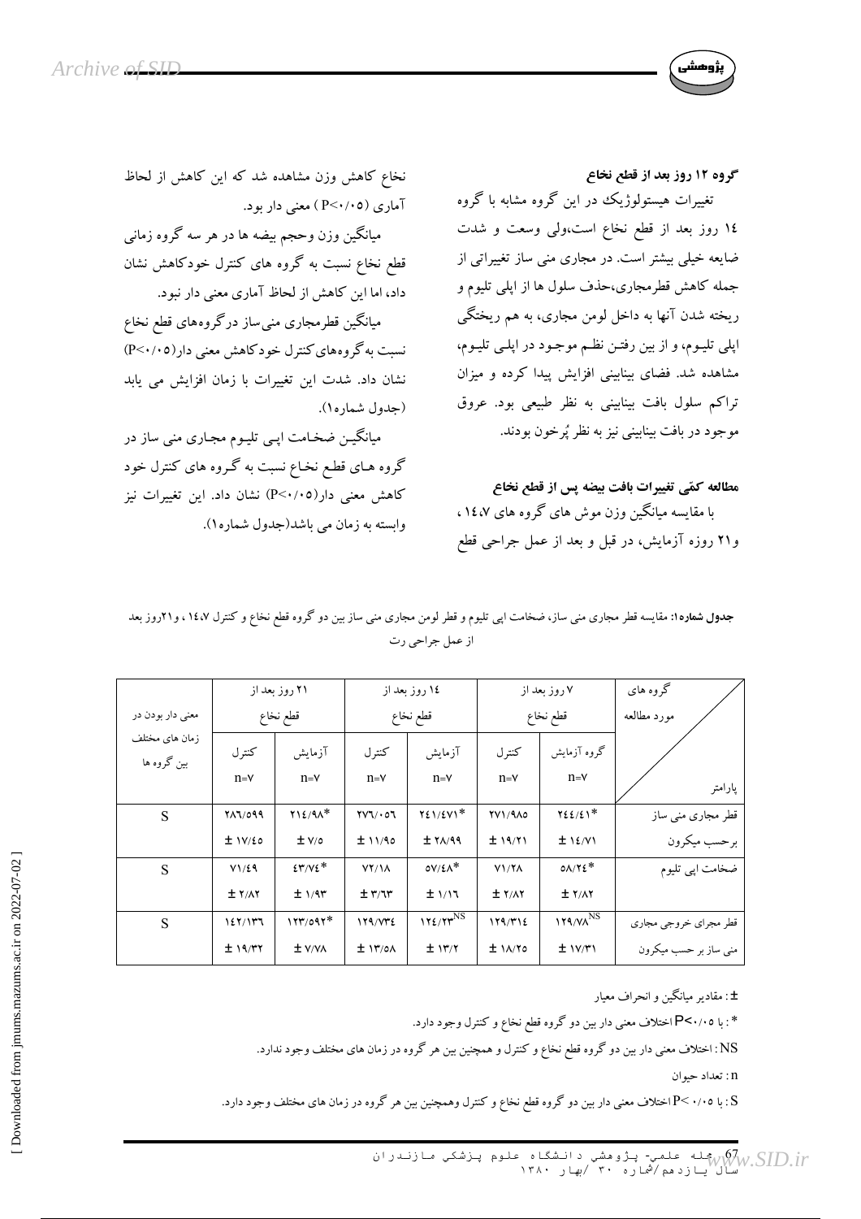**گروه ۱۲ روز بعد از قطع نخاع**

تغییرات هیستولوژیک در این گروه مشابه با گروه ۱۴ روز بعد از قطع نخاع است،ولی وسعت و شدت ضایعه خیلی بیشتر است. در مجاری منی ساز تغییراتی از جمله کاهش قطرمجاری،حذف سلول ها از اپلی تلیوم و ریخته شدن آنها به داخل لومن مجاری، به هم ریختگی اپلی تلیوم، و از بین رفتن نظم موجود در اپلی تلیوم، مشاهده شد. فضای بینابینی افزایش پیدا کرده و میزان تراکم سلول بافت بینابینی به نظر طبیعی بود. عروق موجود در بافت بینابینی نیز به نظر پُرخون بودند.

**مطالعه کمّی تغییرات بافت بیضه پس از قطع نخاع**

با مقایسه میانگین وزن موش های گروه های ۱٤،۷ ، و۲۱ روزه آزمایش، در قبل و بعد از عمل جراحی قطع نخاع کاهش وزن مشاهده شد که این کاهش از لحاظ آماری (P<۰/۰۵ ) معنی دار بود.

میانگین وزن وحجم بیضه ها در هر سه گروه زمانی قطع نخاع نسبت به گروه های کنترل خودکاهش نشان داد، اما این کاهش از لحاظ آماری معنی دار نبود.

میانگین قطرمجاری منی‌ساز درگروه‌های قطع نخاع نسبت به گروه‌های کنترل خودکاهش معنی دار(P<۰/۰۵) نشان داد. شدت این تغییرات با زمان افزایش می یابد (جدول شماره۱).

میانگین ضخامت اپی تلیوم مجاری منی ساز در گروه های قطع نخاع نسبت به گروه های کنترل خود کاهش معنی دار(P<۰/۰۵) نشان داد. این تغییرات نیز وابسته به زمان می باشد(جدول شماره۱).

**جدول شماره۱:** مقایسه قطر مجاری منی ساز، ضخامت اپی تلیوم و قطر لومن مجاری منی ساز بین دو گروه قطع نخاع و کنترل ۱٤،۷ ، و۲۱روز بعد از عمل جراحی رت

| گروه های مورد مطالعه / پارامتر | ۷ روز بعد از قطع نخاع | | ۱٤ روز بعد از قطع نخاع | | ۲۱ روز بعد از قطع نخاع | | معنی دار بودن در زمان های مختلف بین گروه ها |
|---|---|---|---|---|---|---|---|
| | گروه آزمایش n=۷ | کنترل n=۷ | آزمایش n=۷ | کنترل n=۷ | آزمایش n=۷ | کنترل n=۷ | |
| قطر مجاری منی ساز برحسب میکرون | ۲٤٤/٤۱* ± ۱٤/۷۱ | ۲۷۱/۹۸۵ ± ۱۹/۲۱ | ۲٤۱/٤۷۱* ± ۲۸/۹۹ | ۲۷٦/۰۵٦ ± ۱۱/۹۵ | ۲۱٤/۹۸* ± ۷/۵ | ۲۸٦/۵۹۹ ± ۱۷/٤۵ | S |
| ضخامت اپی تلیوم | ۵۸/۲٤* ± ۲/۸۲ | ۷۱/۲۸ ± ۲/۸۲ | ۵۷/٤۸* ± ۱/۱٦ | ۷۲/۱۸ ± ۳/٦۳ | ٤۳/۷٤* ± ۱/۹۳ | ۷۱/٤۹ ± ۲/۸۲ | S |
| قطر مجرای خروجی مجاری منی ساز بر حسب میکرون | ۱۲۹/۷۸$^{NS}$ ± ۱۷/۳۱ | ۱۲۹/۳۱٤ ± ۱۸/۲۵ | ۱۲٤/۲۳$^{NS}$ ± ۱۳/۲ | ۱۲۹/۷۳٤ ± ۱۳/۵۸ | ۱۲۳/۵۹۲* ± ۷/۷۸ | ۱٤۲/۱۳٦ ± ۱۹/۳۲ | S |

±: مقادیر میانگین و انحراف معیار

*: با P<۰/۰۵ اختلاف معنی دار بین دو گروه قطع نخاع و کنترل وجود دارد.

NS: اختلاف معنی دار بین دو گروه قطع نخاع و کنترل و همچنین بین هر گروه در زمان های مختلف وجود ندارد.

n: تعداد حیوان

S: با P< ۰/۰۵ اختلاف معنی دار بین دو گروه قطع نخاع و کنترل وهمچنین بین هر گروه در زمان های مختلف وجود دارد.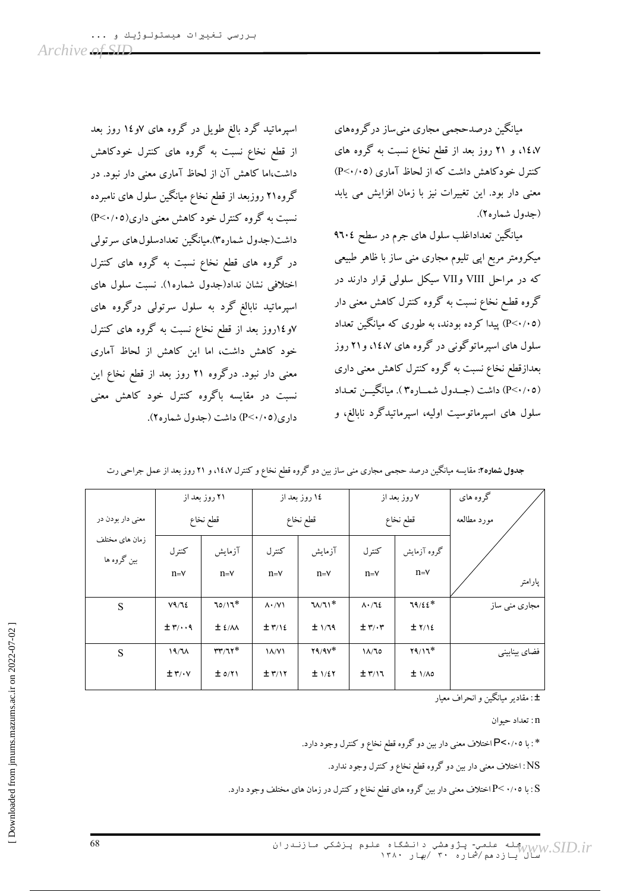میانگین درصدحجمی مجاری منی‌ساز درگروه‌های ۱۴،۷، و ۲۱ روز بعد از قطع نخاع نسبت به گروه های کنترل خودکاهش داشت که از لحاظ آماری (P<۰/۰۵) معنی دار بود. این تغییرات نیز با زمان افزایش می یابد (جدول شماره۲).

میانگین تعداداغلب سلول های جرم در سطح ۹۶۰۴ میکرومتر مربع اپی تلیوم مجاری منی ساز با ظاهر طبیعی که در مراحل VIII وVII سیکل سلولی قرار دارند در گروه قطع نخاع نسبت به گروه کنترل کاهش معنی دار (P<۰/۰۵) پیدا کرده بودند، به طوری که میانگین تعداد سلول های اسپرماتوگونی در گروه های ۱۴،۷، و۲۱ روز بعدازقطع نخاع نسبت به گروه کنترل کاهش معنی داری (P<۰/۰۵) داشت (جـدول شمـاره۳). میانگیـن تعـداد سلول های اسپرماتوسیت اولیه، اسپرماتیدگرد نابالغ، و اسپرماتید گرد بالغ طویل در گروه های ۷و۱۴ روز بعد از قطع نخاع نسبت به گروه های کنترل خودکاهش داشت،اما کاهش آن از لحاظ آماری معنی دار نبود. در گروه۲۱ روزبعد از قطع نخاع میانگین سلول های نامبرده نسبت به گروه کنترل خود کاهش معنی داری(P<۰/۰۵) داشت(جدول شماره۳).میانگین تعدادسلول‌های سرتولی در گروه های قطع نخاع نسبت به گروه های کنترل اختلافی نشان نداد(جدول شماره۱). نسبت سلول های اسپرماتید نابالغ گرد به سلول سرتولی درگروه های ۷و۱۴روز بعد از قطع نخاع نسبت به گروه های کنترل خود کاهش داشت، اما این کاهش از لحاظ آماری معنی دار نبود. درگروه ۲۱ روز بعد از قطع نخاع این نسبت در مقایسه باگروه کنترل خود کاهش معنی داری(P<۰/۰۵) داشت (جدول شماره۲).

**جدول شماره۲:** مقایسه میانگین درصد حجمی مجاری منی ساز بین دو گروه قطع نخاع و کنترل ۱۴،۷، و ۲۱ روز بعد از عمل جراحی رت

| گروه های مورد مطالعه / پارامتر | ۷ روز بعد از قطع نخاع | | ۱۴ روز بعد از قطع نخاع | | ۲۱ روز بعد از قطع نخاع | | معنی دار بودن در زمان های مختلف بین گروه ها |
|---|---|---|---|---|---|---|---|
| | گروه آزمایش n=۷ | کنترل n=۷ | آزمایش n=۷ | کنترل n=۷ | آزمایش n=۷ | کنترل n=۷ | |
| مجاری منی ساز | ۶۹/۴۴* ± ۲/۱۴ | ۸۰/۶۴ ± ۳/۰۳ | ۶۸/۶۱* ± ۱/۶۹ | ۸۰/۷۱ ± ۳/۱۴ | ۶۵/۱۶* ± ۴/۸۸ | ۷۹/۶۴ ± ۳/۰۰۹ | S |
| فضای بینابینی | ۲۹/۱۶* ± ۱/۸۵ | ۱۸/۶۵ ± ۳/۱۶ | ۲۹/۹۷* ± ۱/۴۲ | ۱۸/۷۱ ± ۳/۱۲ | ۳۳/۶۲* ± ۵/۲۱ | ۱۹/۶۸ ± ۳/۰۷ | S |

±: مقادیر میانگین و انحراف معیار

n: تعداد حیوان

*: با P<۰/۰۵ اختلاف معنی دار بین دو گروه قطع نخاع و کنترل وجود دارد.

NS: اختلاف معنی دار بین دو گروه قطع نخاع و کنترل وجود ندارد.

S: با P< ۰/۰۵ اختلاف معنی دار بین گروه های قطع نخاع و کنترل در زمان های مختلف وجود دارد.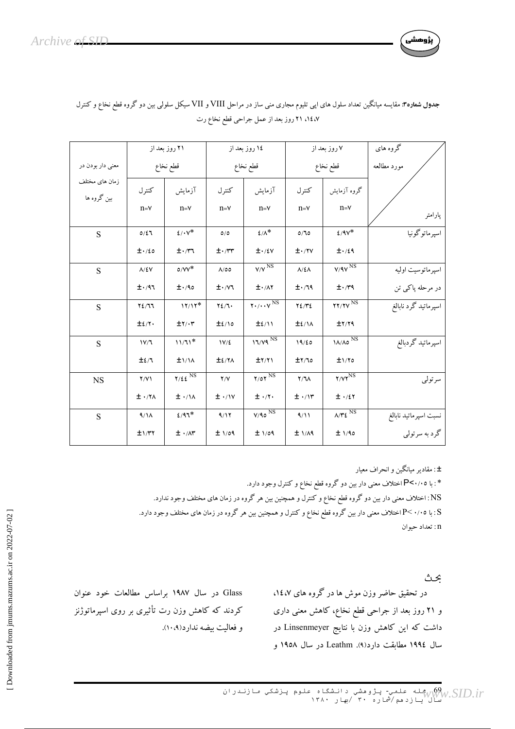**جدول شماره۳:** مقایسه میانگین تعداد سلول های اپی تلیوم مجاری منی ساز در مراحل VIII و VII سیکل سلولی بین دو گروه قطع نخاع و کنترل ۷، ۱۴، ۲۱ روز بعد از عمل جراحی قطع نخاع رت

| گروه های مورد مطالعه / پارامتر | ۷ روز بعد از قطع نخاع | | ۱۴ روز بعد از قطع نخاع | | ۲۱ روز بعد از قطع نخاع | | معنی دار بودن در زمان های مختلف بین گروه ها |
|---|---|---|---|---|---|---|---|
| | گروه آزمایش n=۷ | کنترل n=۷ | آزمایش n=۷ | کنترل n=۷ | آزمایش n=۷ | کنترل n=۷ | |
| اسپرماتوگونیا | ۴/۹۷* ±۰/۴۹ | ۵/۶۵ ±۰/۲۷ | ۴/۸* ±۰/۴۷ | ۵/۵ ±۰/۳۳ | ۴/۰۷* ±۰/۳۶ | ۵/۴۶ ±۰/۴۵ | S |
| اسپرماتوسیت اولیه در مرحله پاکی تن | ۷/۹۷ NS ±۰/۳۹ | ۸/۴۸ ±۰/۶۹ | ۷/۷ NS ±۰/۸۲ | ۸/۵۵ ±۰/۷۶ | ۵/۷۷* ±۰/۹۵ | ۸/۴۷ ±۰/۹۶ | S |
| اسپرماتید گرد نابالغ | ۲۲/۲۷ NS ±۲/۲۹ | ۲۴/۳۴ ±۴/۱۸ | ۲۰/۰۰۷ NS ±۴/۱۱ | ۲۴/۶۰ ±۴/۱۵ | ۱۲/۱۲* ±۲/۰۳ | ۲۴/۶۶ ±۴/۲۰ | S |
| اسپرماتید گردبالغ | ۱۸/۸۵ NS ±۱/۲۵ | ۱۹/۴۵ ±۲/۶۵ | ۱۶/۷۹ NS ±۲/۲۱ | ۱۷/۴ ±۴/۲۸ | ۱۱/۶۱* ±۱/۱۸ | ۱۷/۶ ±۴/۶ | S |
| سرتولی | ۲/۷۲NS ± ۰/۴۲ | ۲/۶۸ ± ۰/۱۳ | ۲/۵۲ NS ± ۰/۲۰ | ۲/۷ ± ۰/۱۷ | ۲/۴۴ NS ± ۰/۱۸ | ۲/۷۱ ± ۰/۲۸ | NS |
| نسبت اسپرماتید نابالغ گرد به سرتولی | ۸/۳۴ NS ± ۱/۹۵ | ۹/۱۱ ± ۱/۸۹ | ۷/۹۵ NS ± ۱/۵۹ | ۹/۱۲ ± ۱/۵۹ | ۴/۹۶* ± ۰/۸۳ | ۹/۱۸ ±۱/۳۲ | S |

±: مقادیر میانگین و انحراف معیار

*: با P<۰/۰۵ اختلاف معنی دار بین دو گروه قطع نخاع و کنترل وجود دارد.

NS: اختلاف معنی دار بین دو گروه قطع نخاع و کنترل و همچنین بین هر گروه در زمان های مختلف وجود ندارد.

S: با P< ۰/۰۵ اختلاف معنی دار بین گروه قطع نخاع و کنترل و همچنین بین هر گروه در زمان های مختلف وجود دارد.

n: تعداد حیوان

## بحث

در تحقیق حاضر وزن موش ها در گروه های ۷، ۱۴، و ۲۱ روز بعد از جراحی قطع نخاع، کاهش معنی داری داشت که این کاهش وزن با نتایج Linsenmeyer در سال ۱۹۹۴ مطابقت دارد(۹). Leathm در سال ۱۹۵۸ و Glass در سال ۱۹۸۷ براساس مطالعات خود عنوان کردند که کاهش وزن رت تأثیری بر روی اسپرماتوژنز و فعالیت بیضه ندارد(۹،۱۰).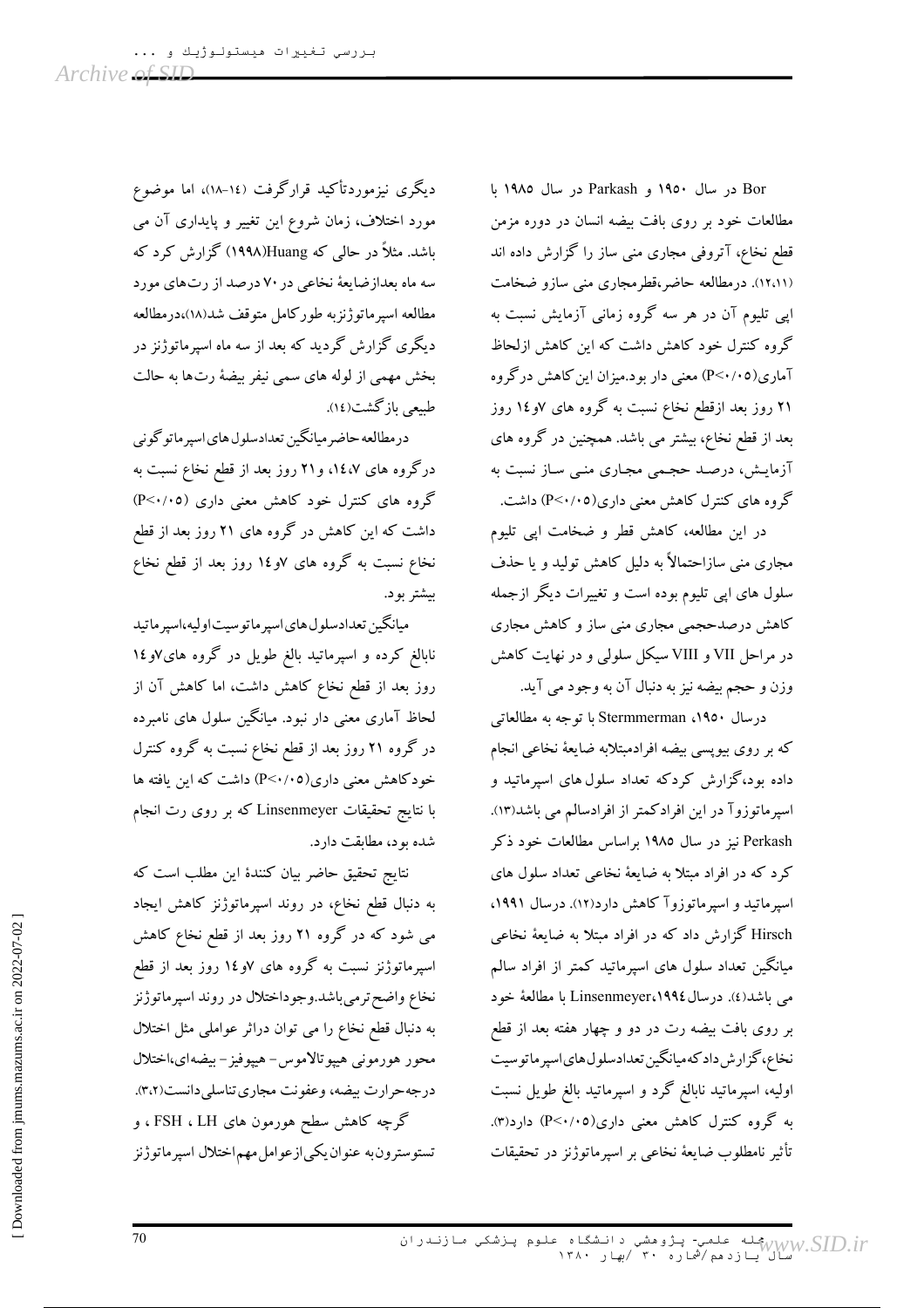Bor در سال ۱۹۵۰ و Parkash در سال ۱۹۸۵ با مطالعات خود بر روی بافت بیضه انسان در دوره مزمن قطع نخاع، آتروفی مجاری منی ساز را گزارش داده اند (۱۲،۱۱). درمطالعه حاضر،قطرمجاری منی سازو ضخامت اپی تلیوم آن در هر سه گروه زمانی آزمایش نسبت به گروه کنترل خود کاهش داشت که این کاهش ازلحاظ آماری(P<۰/۰۵) معنی دار بود.میزان این کاهش درگروه ۲۱ روز بعد ازقطع نخاع نسبت به گروه های ۷و۱۴ روز بعد از قطع نخاع، بیشتر می باشد. همچنین در گروه های آزمایش، درصد حجمی مجاری منی ساز نسبت به گروه های کنترل کاهش معنی داری(P<۰/۰۵) داشت.

در این مطالعه، کاهش قطر و ضخامت اپی تلیوم مجاری منی سازاحتمالاً به دلیل کاهش تولید و یا حذف سلول های اپی تلیوم بوده است و تغییرات دیگر ازجمله کاهش درصدحجمی مجاری منی ساز و کاهش مجاری در مراحل VII و VIII سیکل سلولی و در نهایت کاهش وزن و حجم بیضه نیز به دنبال آن به وجود می آید.

درسال ۱۹۵۰، Stermmerman با توجه به مطالعاتی که بر روی بیوپسی بیضه افرادمبتلابه ضایعهٔ نخاعی انجام داده بود،گزارش کردکه تعداد سلول های اسپرماتید و اسپرماتوزوآ در این افرادکمتر از افرادسالم می باشد(۱۳). Perkash نیز در سال ۱۹۸۵ براساس مطالعات خود ذکر کرد که در افراد مبتلا به ضایعهٔ نخاعی تعداد سلول های اسپرماتید و اسپرماتوزوآ کاهش دارد(۱۲). درسال ۱۹۹۱، Hirsch گزارش داد که در افراد مبتلا به ضایعهٔ نخاعی میانگین تعداد سلول های اسپرماتید کمتر از افراد سالم می باشد(۴). درسال ۱۹۹۴،Linsenmeyer با مطالعهٔ خود بر روی بافت بیضه رت در دو و چهار هفته بعد از قطع نخاع،گزارش دادکه‌میانگین تعدادسلول‌های‌اسپرماتوسیت اولیه، اسپرماتید نابالغ گرد و اسپرماتید بالغ طویل نسبت به گروه کنترل کاهش معنی داری(P<۰/۰۵) دارد(۳). تأثیر نامطلوب ضایعهٔ نخاعی بر اسپرماتوژنز در تحقیقات دیگری نیزموردتأکید قرارگرفت (۱۴-۱۸)، اما موضوع مورد اختلاف، زمان شروع این تغییر و پایداری آن می باشد. مثلاً در حالی که Huang(۱۹۹۸) گزارش کرد که سه ماه بعدازضایعهٔ نخاعی در ۷۰ درصد از رت‌های مورد مطالعه اسپرماتوژنزبه طورکامل متوقف شد(۱۸)،درمطالعه دیگری گزارش گردید که بعد از سه ماه اسپرماتوژنز در بخش مهمی از لوله های سمی نیفر بیضهٔ رت‌ها به حالت طبیعی بازگشت(۱۴).

درمطالعه‌حاضرمیانگین تعدادسلول‌های‌اسپرماتوگونی درگروه های ۷، ۱۴، و۲۱ روز بعد از قطع نخاع نسبت به گروه های کنترل خود کاهش معنی داری (P<۰/۰۵) داشت که این کاهش در گروه های ۲۱ روز بعد از قطع نخاع نسبت به گروه های ۷و۱۴ روز بعد از قطع نخاع بیشتر بود.

میانگین تعدادسلول‌های‌اسپرماتوسیت‌اولیه،اسپرماتید نابالغ کرده و اسپرماتید بالغ طویل در گروه های۷و۱۴ روز بعد از قطع نخاع کاهش داشت، اما کاهش آن از لحاظ آماری معنی دار نبود. میانگین سلول های نامبرده در گروه ۲۱ روز بعد از قطع نخاع نسبت به گروه کنترل خودکاهش معنی داری(P<۰/۰۵) داشت که این یافته ها با نتایج تحقیقات Linsenmeyer که بر روی رت انجام شده بود، مطابقت دارد.

نتایج تحقیق حاضر بیان کنندهٔ این مطلب است که به دنبال قطع نخاع، در روند اسپرماتوژنز کاهش ایجاد می شود که در گروه ۲۱ روز بعد از قطع نخاع کاهش اسپرماتوژنز نسبت به گروه های ۷و۱۴ روز بعد از قطع نخاع واضح‌ترمی‌باشد.وجوداختلال در روند اسپرماتوژنز به دنبال قطع نخاع را می توان دراثر عواملی مثل اختلال محور هورمونی هیپوتالاموس- هیپوفیز- بیضه‌ای،اختلال درجه‌حرارت بیضه، وعفونت مجاری‌تناسلی‌دانست(۳،۲).

گرچه کاهش سطح هورمون های LH ، FSH ، و تستوسترون‌به عنوان یکی‌ازعوامل‌مهم‌اختلال اسپرماتوژنز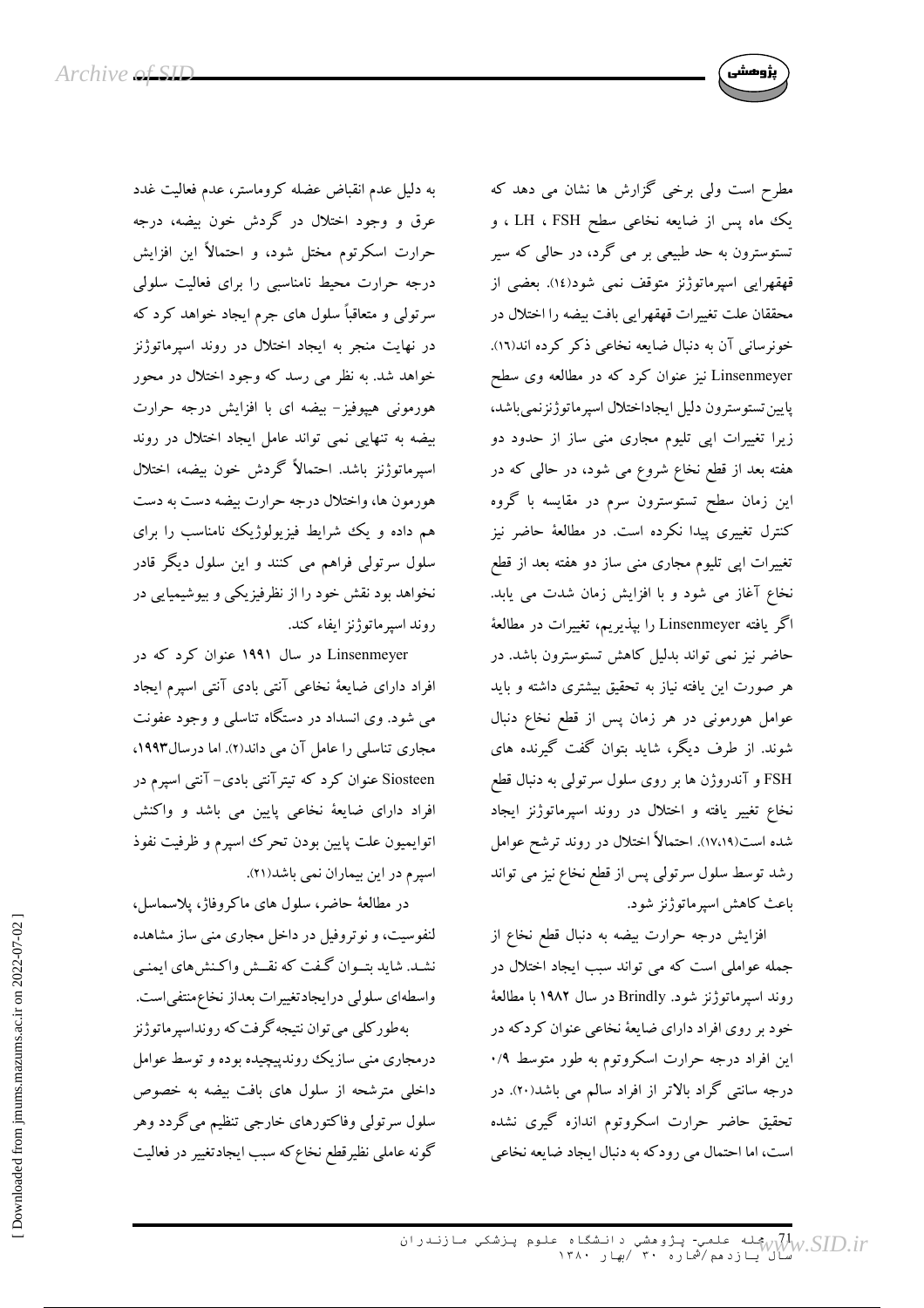مطرح است ولی برخی گزارش ها نشان می دهد که یک ماه پس از ضایعه نخاعی سطح FSH ، LH ، و تستوسترون به حد طبیعی بر می گردد، در حالی که سیر قهقهرایی اسپرماتوژنز متوقف نمی شود(۱٤). بعضی از محققان علت تغییرات قهقهرایی بافت بیضه را اختلال در خونرسانی آن به دنبال ضایعه نخاعی ذکر کرده اند(۱٦). Linsenmeyer نیز عنوان کرد که در مطالعه وی سطح پایین تستوسترون دلیل ایجاداختلال اسپرماتوژنزنمی باشد، زیرا تغییرات اپی تلیوم مجاری منی ساز از حدود دو هفته بعد از قطع نخاع شروع می شود، در حالی که در این زمان سطح تستوسترون سرم در مقایسه با گروه کنترل تغییری پیدا نکرده است. در مطالعهٔ حاضر نیز تغییرات اپی تلیوم مجاری منی ساز دو هفته بعد از قطع نخاع آغاز می شود و با افزایش زمان شدت می یابد. اگر یافته Linsenmeyer را بپذیریم، تغییرات در مطالعهٔ حاضر نیز نمی تواند بدلیل کاهش تستوسترون باشد. در هر صورت این یافته نیاز به تحقیق بیشتری داشته و باید عوامل هورمونی در هر زمان پس از قطع نخاع دنبال شوند. از طرف دیگر، شاید بتوان گفت گیرنده های FSH و آندروژن ها بر روی سلول سرتولی به دنبال قطع نخاع تغییر یافته و اختلال در روند اسپرماتوژنز ایجاد شده است(۱۷،۱۹). احتمالاً اختلال در روند ترشح عوامل رشد توسط سلول سرتولی پس از قطع نخاع نیز می تواند باعث کاهش اسپرماتوژنز شود.

افزایش درجه حرارت بیضه به دنبال قطع نخاع از جمله عواملی است که می تواند سبب ایجاد اختلال در روند اسپرماتوژنز شود. Brindly در سال ۱۹۸۲ با مطالعهٔ خود بر روی افراد دارای ضایعهٔ نخاعی عنوان کردکه در این افراد درجه حرارت اسکروتوم به طور متوسط ۰/۹ درجه سانتی گراد بالاتر از افراد سالم می باشد(۲۰). در تحقیق حاضر حرارت اسکروتوم اندازه گیری نشده است، اما احتمال می رود که به دنبال ایجاد ضایعه نخاعی به دلیل عدم انقباض عضله کروماستر، عدم فعالیت غدد عرق و وجود اختلال در گردش خون بیضه، درجه حرارت اسکرتوم مختل شود، و احتمالاً این افزایش درجه حرارت محیط نامناسبی را برای فعالیت سلولی سرتولی و متعاقباً سلول های جرم ایجاد خواهد کرد که در نهایت منجر به ایجاد اختلال در روند اسپرماتوژنز خواهد شد. به نظر می رسد که وجود اختلال در محور هورمونی هیپوفیز- بیضه ای با افزایش درجه حرارت بیضه به تنهایی نمی تواند عامل ایجاد اختلال در روند اسپرماتوژنز باشد. احتمالاً گردش خون بیضه، اختلال هورمون ها، واختلال درجه حرارت بیضه دست به دست هم داده و یک شرایط فیزیولوژیک نامناسب را برای سلول سرتولی فراهم می کنند و این سلول دیگر قادر نخواهد بود نقش خود را از نظرفیزیکی و بیوشیمیایی در روند اسپرماتوژنز ایفاء کند.

Linsenmeyer در سال ۱۹۹۱ عنوان کرد که در افراد دارای ضایعهٔ نخاعی آنتی بادی آنتی اسپرم ایجاد می شود. وی انسداد در دستگاه تناسلی و وجود عفونت مجاری تناسلی را عامل آن می داند(۲). اما درسال۱۹۹۳، Siosteen عنوان کرد که تیترآنتی بادی- آنتی اسپرم در افراد دارای ضایعهٔ نخاعی پایین می باشد و واکنش اتوایمیون علت پایین بودن تحرک اسپرم و ظرفیت نفوذ اسپرم در این بیماران نمی باشد(۲۱).

در مطالعهٔ حاضر، سلول های ماکروفاژ، پلاسماسل، لنفوسیت، و نوتروفیل در داخل مجاری منی ساز مشاهده نشـد. شاید بتـوان گـفت که نقـش واکـنش‌های ایمنـی واسطه‌ای سلولی درایجادتغییرات بعداز نخاع‌منتفی‌است.

به‌طورکلی می‌توان نتیجه گرفت‌که رونداسپرماتوژنز درمجاری منی سازیک روندپیچیده بوده و توسط عوامل داخلی مترشحه از سلول های بافت بیضه به خصوص سلول سرتولی وفاکتورهای خارجی تنظیم می‌گردد وهر گونه عاملی نظیرقطع نخاع‌که سبب ایجادتغییر در فعالیت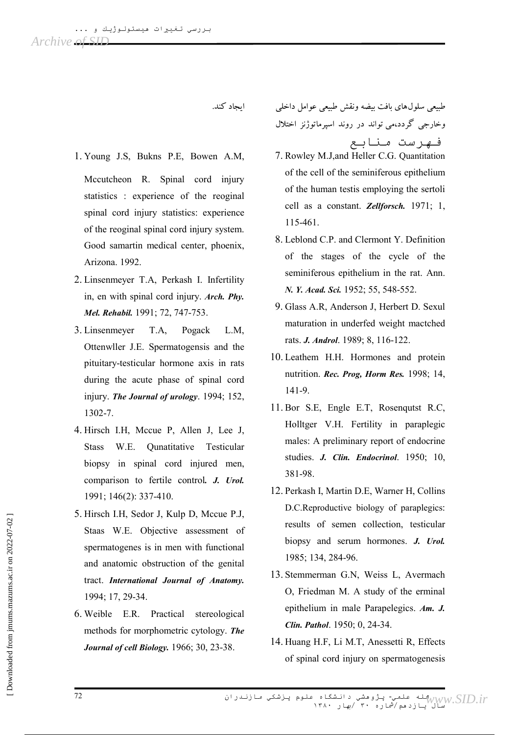طبیعی سلول‌های بافت بیضه ونقش طبیعی عوامل داخلی وخارجی گردد،می تواند در روند اسپرماتوژنز اختلال ایجاد کند.

## فهرست منابع

1. Young J.S, Bukns P.E, Bowen A.M, Mccutcheon R. Spinal cord injury statistics : experience of the reoginal spinal cord injury statistics: experience of the reoginal spinal cord injury system. Good samartin medical center, phoenix, Arizona. 1992.
2. Linsenmeyer T.A, Perkash I. Infertility in, en with spinal cord injury. ***Arch. Phy. Mel. Rehabil.*** 1991; 72, 747-753.
3. Linsenmeyer T.A, Pogack L.M, Ottenwller J.E. Spermatogensis and the pituitary-testicular hormone axis in rats during the acute phase of spinal cord injury. ***The Journal of urology***. 1994; 152, 1302-7.
4. Hirsch I.H, Mccue P, Allen J, Lee J, Stass W.E. Qunatitative Testicular biopsy in spinal cord injured men, comparison to fertile control***. J. Urol.*** 1991; 146(2): 337-410.
5. Hirsch I.H, Sedor J, Kulp D, Mccue P.J, Staas W.E. Objective assessment of spermatogenes is in men with functional and anatomic obstruction of the genital tract. ***International Journal of Anatomy.*** 1994; 17, 29-34.
6. Weible E.R. Practical stereological methods for morphometric cytology. ***The Journal of cell Biology.*** 1966; 30, 23-38.
7. Rowley M.J,and Heller C.G. Quantitation of the cell of the seminiferous epithelium of the human testis employing the sertoli cell as a constant. ***Zellforsch.*** 1971; 1, 115-461.
8. Leblond C.P. and Clermont Y. Definition of the stages of the cycle of the seminiferous epithelium in the rat. Ann. ***N. Y. Acad. Sci.*** 1952; 55, 548-552.
9. Glass A.R, Anderson J, Herbert D. Sexul maturation in underfed weight mactched rats. ***J. Androl***. 1989; 8, 116-122.
10. Leathem H.H. Hormones and protein nutrition. ***Rec. Prog, Horm Res.*** 1998; 14, 141-9.
11. Bor S.E, Engle E.T, Rosenqutst R.C, Holltger V.H. Fertility in paraplegic males: A preliminary report of endocrine studies. ***J. Clin. Endocrinol***. 1950; 10, 381-98.
12. Perkash I, Martin D.E, Warner H, Collins D.C.Reproductive biology of paraplegics: results of semen collection, testicular biopsy and serum hormones. ***J. Urol.*** 1985; 134, 284-96.
13. Stemmerman G.N, Weiss L, Avermach O, Friedman M. A study of the erminal epithelium in male Parapelegics. ***Am. J. Clin. Pathol***. 1950; 0, 24-34.
14. Huang H.F, Li M.T, Anessetti R, Effects of spinal cord injury on spermatogenesis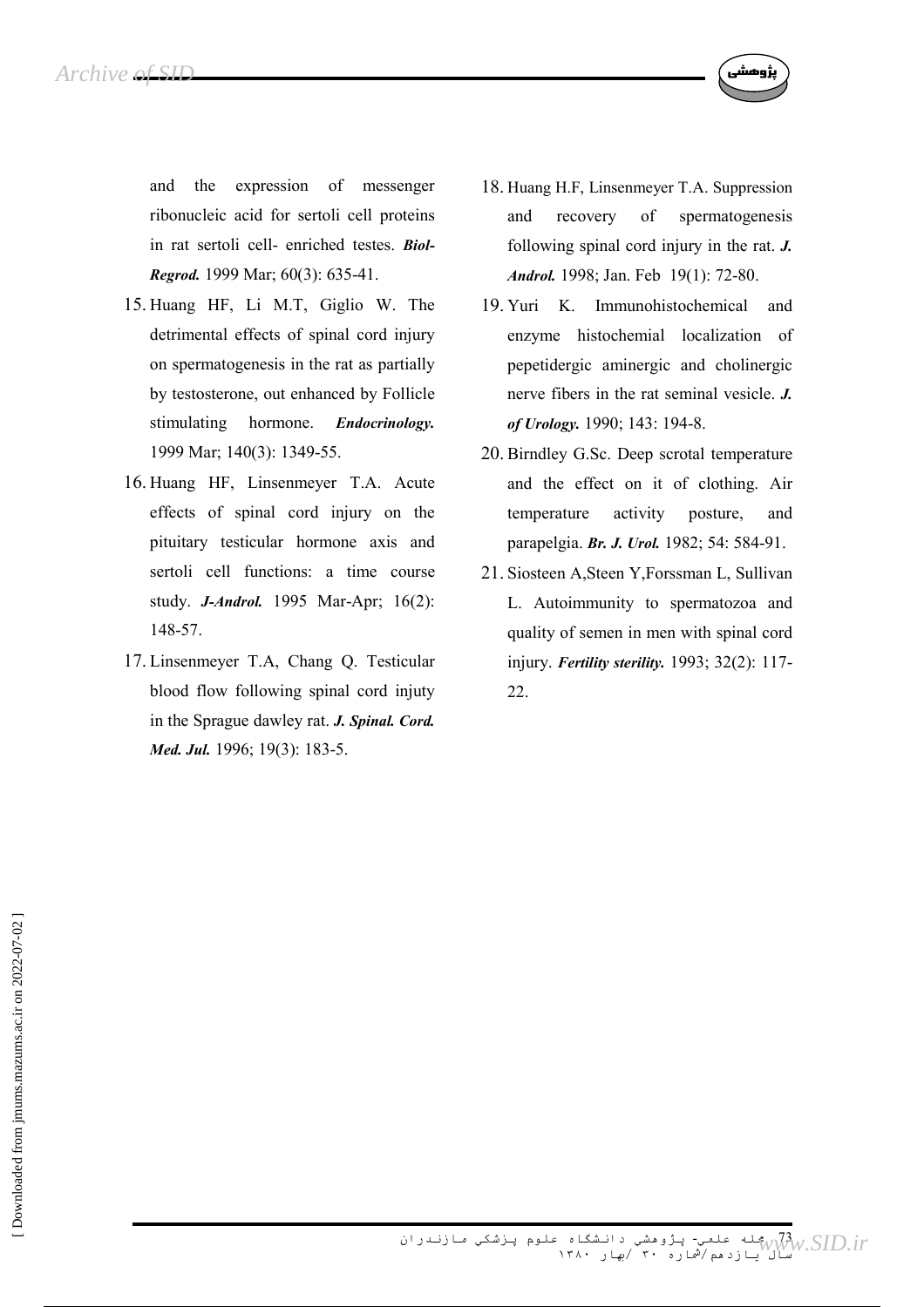and the expression of messenger ribonucleic acid for sertoli cell proteins in rat sertoli cell- enriched testes. ***Biol-Regrod.*** 1999 Mar; 60(3): 635-41.

15. Huang HF, Li M.T, Giglio W. The detrimental effects of spinal cord injury on spermatogenesis in the rat as partially by testosterone, out enhanced by Follicle stimulating hormone. ***Endocrinology.*** 1999 Mar; 140(3): 1349-55.
16. Huang HF, Linsenmeyer T.A. Acute effects of spinal cord injury on the pituitary testicular hormone axis and sertoli cell functions: a time course study. ***J-Androl.*** 1995 Mar-Apr; 16(2): 148-57.
17. Linsenmeyer T.A, Chang Q. Testicular blood flow following spinal cord injuty in the Sprague dawley rat. ***J. Spinal. Cord. Med. Jul.*** 1996; 19(3): 183-5.
18. Huang H.F, Linsenmeyer T.A. Suppression and recovery of spermatogenesis following spinal cord injury in the rat. ***J. Androl.*** 1998; Jan. Feb 19(1): 72-80.
19. Yuri K. Immunohistochemical and enzyme histochemial localization of pepetidergic aminergic and cholinergic nerve fibers in the rat seminal vesicle. ***J. of Urology.*** 1990; 143: 194-8.
20. Birndley G.Sc. Deep scrotal temperature and the effect on it of clothing. Air temperature activity posture, and parapelgia. ***Br. J. Urol.*** 1982; 54: 584-91.
21. Siosteen A,Steen Y,Forssman L, Sullivan L. Autoimmunity to spermatozoa and quality of semen in men with spinal cord injury. ***Fertility sterility.*** 1993; 32(2): 117-22.